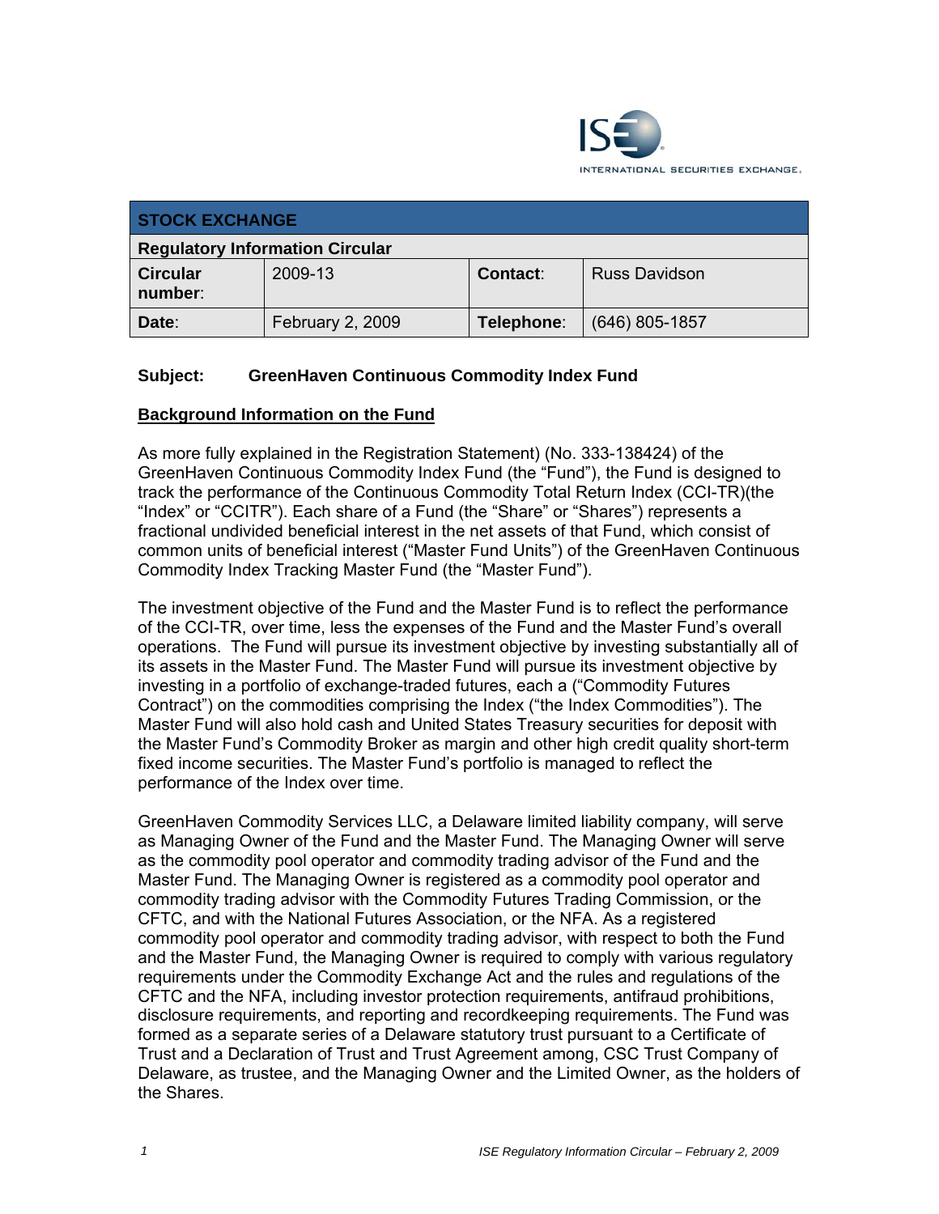INTERNATIONAL SECURITIES EXCHANGE.

| STOCK EXCHANGE | | | |
|---|---|---|---|
| **Regulatory Information Circular** | | | |
| **Circular number:** | 2009-13 | **Contact:** | Russ Davidson |
| **Date:** | February 2, 2009 | **Telephone:** | (646) 805-1857 |

**Subject: GreenHaven Continuous Commodity Index Fund**

## Background Information on the Fund

As more fully explained in the Registration Statement) (No. 333-138424) of the GreenHaven Continuous Commodity Index Fund (the "Fund"), the Fund is designed to track the performance of the Continuous Commodity Total Return Index (CCI-TR)(the "Index" or "CCITR"). Each share of a Fund (the "Share" or "Shares") represents a fractional undivided beneficial interest in the net assets of that Fund, which consist of common units of beneficial interest ("Master Fund Units") of the GreenHaven Continuous Commodity Index Tracking Master Fund (the "Master Fund").

The investment objective of the Fund and the Master Fund is to reflect the performance of the CCI-TR, over time, less the expenses of the Fund and the Master Fund's overall operations. The Fund will pursue its investment objective by investing substantially all of its assets in the Master Fund. The Master Fund will pursue its investment objective by investing in a portfolio of exchange-traded futures, each a ("Commodity Futures Contract") on the commodities comprising the Index ("the Index Commodities"). The Master Fund will also hold cash and United States Treasury securities for deposit with the Master Fund's Commodity Broker as margin and other high credit quality short-term fixed income securities. The Master Fund's portfolio is managed to reflect the performance of the Index over time.

GreenHaven Commodity Services LLC, a Delaware limited liability company, will serve as Managing Owner of the Fund and the Master Fund. The Managing Owner will serve as the commodity pool operator and commodity trading advisor of the Fund and the Master Fund. The Managing Owner is registered as a commodity pool operator and commodity trading advisor with the Commodity Futures Trading Commission, or the CFTC, and with the National Futures Association, or the NFA. As a registered commodity pool operator and commodity trading advisor, with respect to both the Fund and the Master Fund, the Managing Owner is required to comply with various regulatory requirements under the Commodity Exchange Act and the rules and regulations of the CFTC and the NFA, including investor protection requirements, antifraud prohibitions, disclosure requirements, and reporting and recordkeeping requirements. The Fund was formed as a separate series of a Delaware statutory trust pursuant to a Certificate of Trust and a Declaration of Trust and Trust Agreement among, CSC Trust Company of Delaware, as trustee, and the Managing Owner and the Limited Owner, as the holders of the Shares.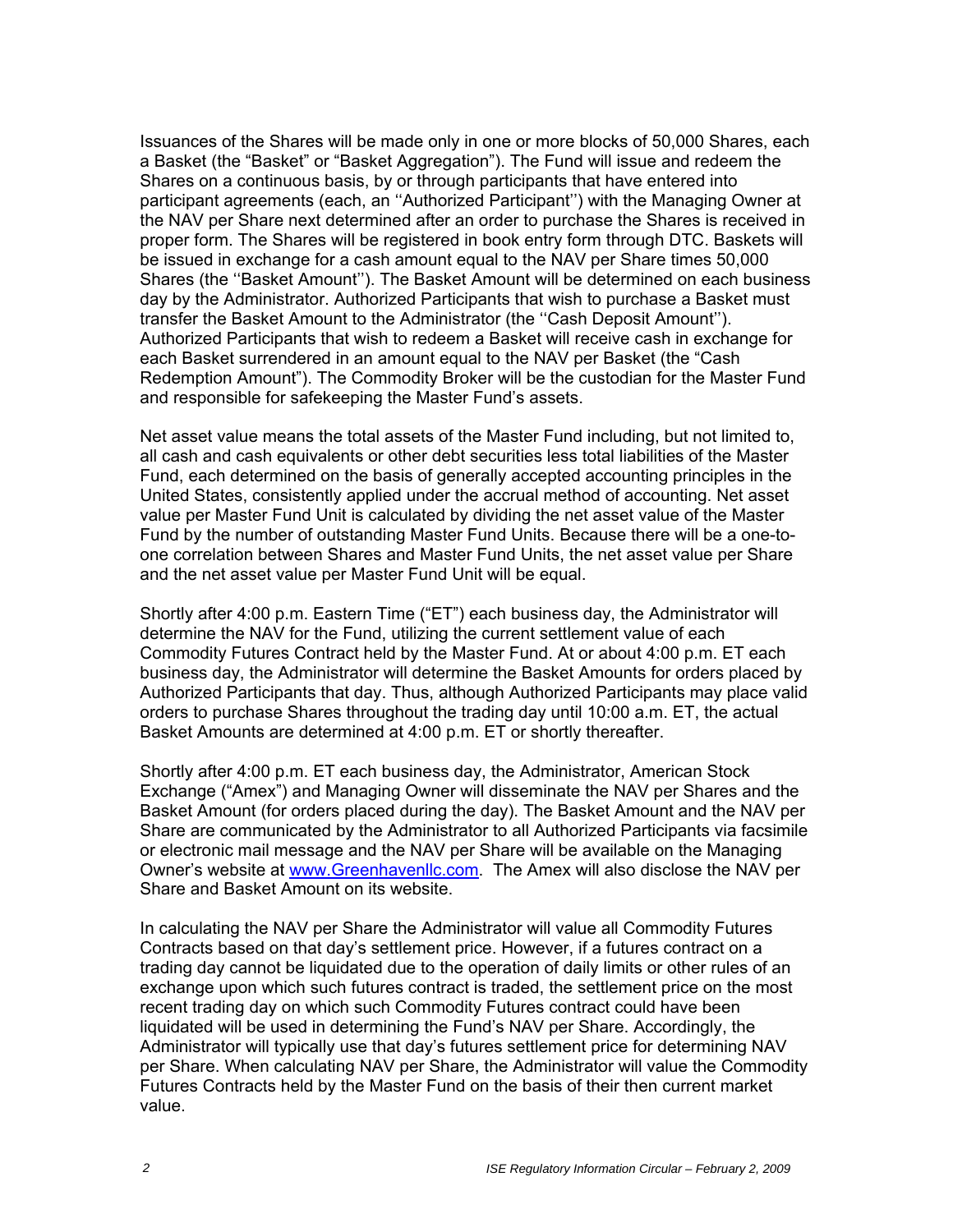Issuances of the Shares will be made only in one or more blocks of 50,000 Shares, each a Basket (the "Basket" or "Basket Aggregation"). The Fund will issue and redeem the Shares on a continuous basis, by or through participants that have entered into participant agreements (each, an ''Authorized Participant'') with the Managing Owner at the NAV per Share next determined after an order to purchase the Shares is received in proper form. The Shares will be registered in book entry form through DTC. Baskets will be issued in exchange for a cash amount equal to the NAV per Share times 50,000 Shares (the ''Basket Amount''). The Basket Amount will be determined on each business day by the Administrator. Authorized Participants that wish to purchase a Basket must transfer the Basket Amount to the Administrator (the ''Cash Deposit Amount''). Authorized Participants that wish to redeem a Basket will receive cash in exchange for each Basket surrendered in an amount equal to the NAV per Basket (the "Cash Redemption Amount"). The Commodity Broker will be the custodian for the Master Fund and responsible for safekeeping the Master Fund's assets.

Net asset value means the total assets of the Master Fund including, but not limited to, all cash and cash equivalents or other debt securities less total liabilities of the Master Fund, each determined on the basis of generally accepted accounting principles in the United States, consistently applied under the accrual method of accounting. Net asset value per Master Fund Unit is calculated by dividing the net asset value of the Master Fund by the number of outstanding Master Fund Units. Because there will be a one-to-one correlation between Shares and Master Fund Units, the net asset value per Share and the net asset value per Master Fund Unit will be equal.

Shortly after 4:00 p.m. Eastern Time ("ET") each business day, the Administrator will determine the NAV for the Fund, utilizing the current settlement value of each Commodity Futures Contract held by the Master Fund. At or about 4:00 p.m. ET each business day, the Administrator will determine the Basket Amounts for orders placed by Authorized Participants that day. Thus, although Authorized Participants may place valid orders to purchase Shares throughout the trading day until 10:00 a.m. ET, the actual Basket Amounts are determined at 4:00 p.m. ET or shortly thereafter.

Shortly after 4:00 p.m. ET each business day, the Administrator, American Stock Exchange ("Amex") and Managing Owner will disseminate the NAV per Shares and the Basket Amount (for orders placed during the day). The Basket Amount and the NAV per Share are communicated by the Administrator to all Authorized Participants via facsimile or electronic mail message and the NAV per Share will be available on the Managing Owner's website at www.Greenhavenllc.com. The Amex will also disclose the NAV per Share and Basket Amount on its website.

In calculating the NAV per Share the Administrator will value all Commodity Futures Contracts based on that day's settlement price. However, if a futures contract on a trading day cannot be liquidated due to the operation of daily limits or other rules of an exchange upon which such futures contract is traded, the settlement price on the most recent trading day on which such Commodity Futures contract could have been liquidated will be used in determining the Fund's NAV per Share. Accordingly, the Administrator will typically use that day's futures settlement price for determining NAV per Share. When calculating NAV per Share, the Administrator will value the Commodity Futures Contracts held by the Master Fund on the basis of their then current market value.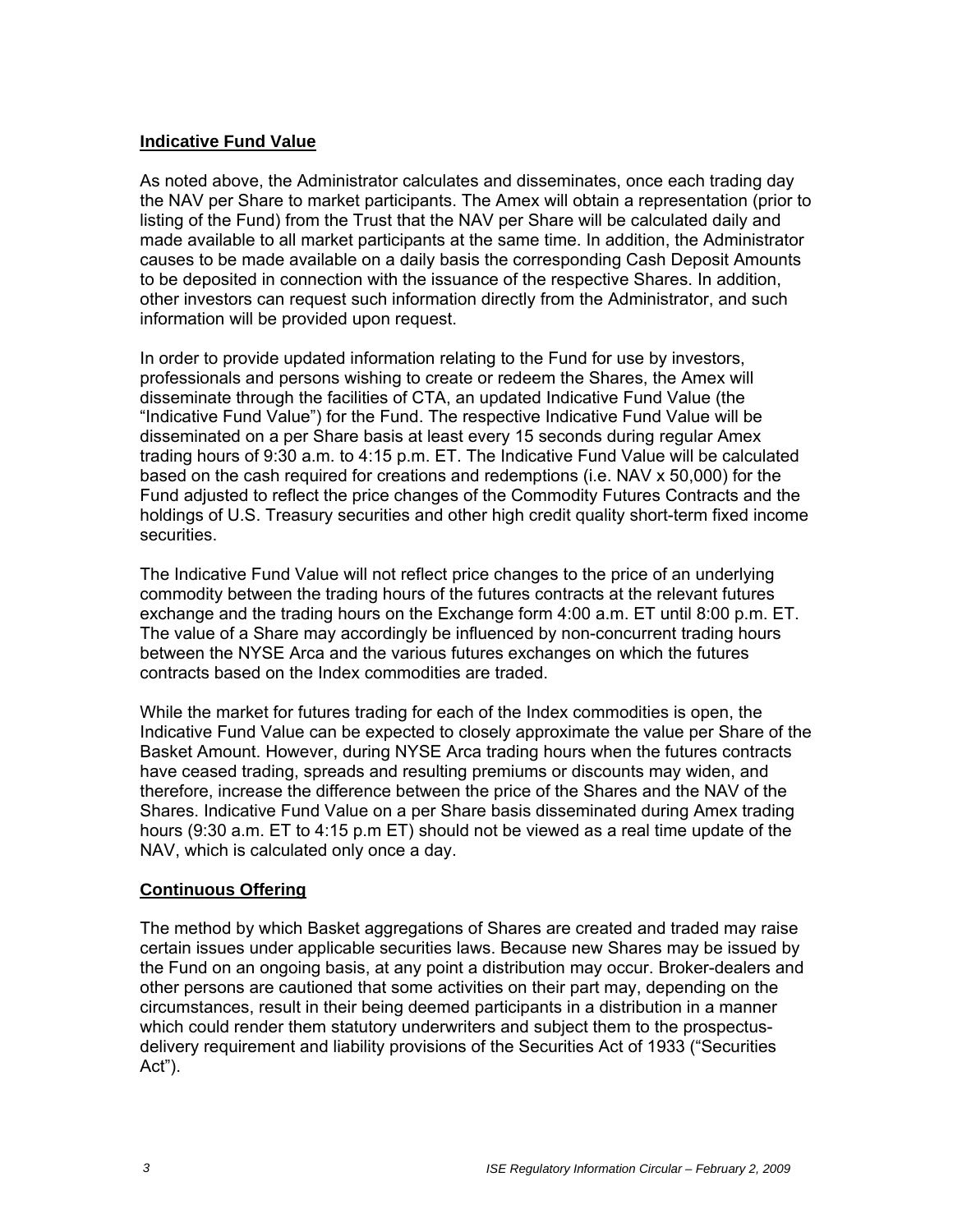## Indicative Fund Value

As noted above, the Administrator calculates and disseminates, once each trading day the NAV per Share to market participants. The Amex will obtain a representation (prior to listing of the Fund) from the Trust that the NAV per Share will be calculated daily and made available to all market participants at the same time. In addition, the Administrator causes to be made available on a daily basis the corresponding Cash Deposit Amounts to be deposited in connection with the issuance of the respective Shares. In addition, other investors can request such information directly from the Administrator, and such information will be provided upon request.

In order to provide updated information relating to the Fund for use by investors, professionals and persons wishing to create or redeem the Shares, the Amex will disseminate through the facilities of CTA, an updated Indicative Fund Value (the "Indicative Fund Value") for the Fund. The respective Indicative Fund Value will be disseminated on a per Share basis at least every 15 seconds during regular Amex trading hours of 9:30 a.m. to 4:15 p.m. ET. The Indicative Fund Value will be calculated based on the cash required for creations and redemptions (i.e. NAV x 50,000) for the Fund adjusted to reflect the price changes of the Commodity Futures Contracts and the holdings of U.S. Treasury securities and other high credit quality short-term fixed income securities.

The Indicative Fund Value will not reflect price changes to the price of an underlying commodity between the trading hours of the futures contracts at the relevant futures exchange and the trading hours on the Exchange form 4:00 a.m. ET until 8:00 p.m. ET. The value of a Share may accordingly be influenced by non-concurrent trading hours between the NYSE Arca and the various futures exchanges on which the futures contracts based on the Index commodities are traded.

While the market for futures trading for each of the Index commodities is open, the Indicative Fund Value can be expected to closely approximate the value per Share of the Basket Amount. However, during NYSE Arca trading hours when the futures contracts have ceased trading, spreads and resulting premiums or discounts may widen, and therefore, increase the difference between the price of the Shares and the NAV of the Shares. Indicative Fund Value on a per Share basis disseminated during Amex trading hours (9:30 a.m. ET to 4:15 p.m ET) should not be viewed as a real time update of the NAV, which is calculated only once a day.

## Continuous Offering

The method by which Basket aggregations of Shares are created and traded may raise certain issues under applicable securities laws. Because new Shares may be issued by the Fund on an ongoing basis, at any point a distribution may occur. Broker-dealers and other persons are cautioned that some activities on their part may, depending on the circumstances, result in their being deemed participants in a distribution in a manner which could render them statutory underwriters and subject them to the prospectus-delivery requirement and liability provisions of the Securities Act of 1933 ("Securities Act").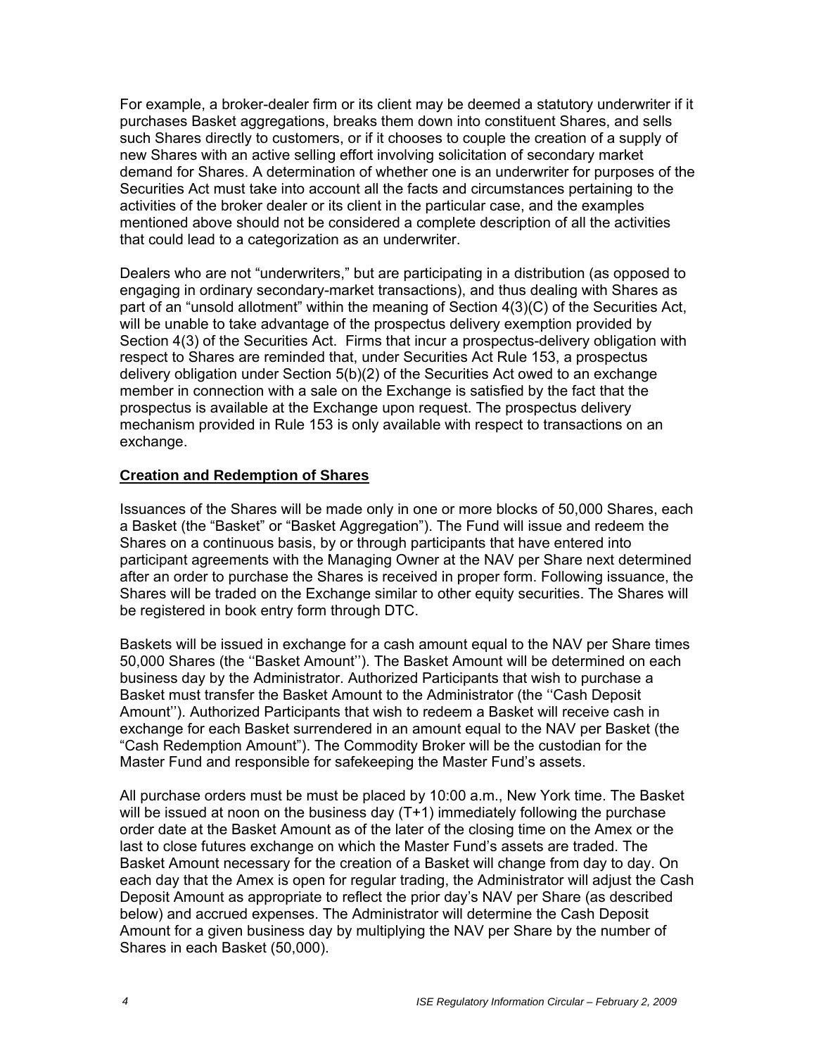For example, a broker-dealer firm or its client may be deemed a statutory underwriter if it purchases Basket aggregations, breaks them down into constituent Shares, and sells such Shares directly to customers, or if it chooses to couple the creation of a supply of new Shares with an active selling effort involving solicitation of secondary market demand for Shares. A determination of whether one is an underwriter for purposes of the Securities Act must take into account all the facts and circumstances pertaining to the activities of the broker dealer or its client in the particular case, and the examples mentioned above should not be considered a complete description of all the activities that could lead to a categorization as an underwriter.

Dealers who are not "underwriters," but are participating in a distribution (as opposed to engaging in ordinary secondary-market transactions), and thus dealing with Shares as part of an "unsold allotment" within the meaning of Section 4(3)(C) of the Securities Act, will be unable to take advantage of the prospectus delivery exemption provided by Section 4(3) of the Securities Act. Firms that incur a prospectus-delivery obligation with respect to Shares are reminded that, under Securities Act Rule 153, a prospectus delivery obligation under Section 5(b)(2) of the Securities Act owed to an exchange member in connection with a sale on the Exchange is satisfied by the fact that the prospectus is available at the Exchange upon request. The prospectus delivery mechanism provided in Rule 153 is only available with respect to transactions on an exchange.

**Creation and Redemption of Shares**

Issuances of the Shares will be made only in one or more blocks of 50,000 Shares, each a Basket (the "Basket" or "Basket Aggregation"). The Fund will issue and redeem the Shares on a continuous basis, by or through participants that have entered into participant agreements with the Managing Owner at the NAV per Share next determined after an order to purchase the Shares is received in proper form. Following issuance, the Shares will be traded on the Exchange similar to other equity securities. The Shares will be registered in book entry form through DTC.

Baskets will be issued in exchange for a cash amount equal to the NAV per Share times 50,000 Shares (the ''Basket Amount''). The Basket Amount will be determined on each business day by the Administrator. Authorized Participants that wish to purchase a Basket must transfer the Basket Amount to the Administrator (the ''Cash Deposit Amount''). Authorized Participants that wish to redeem a Basket will receive cash in exchange for each Basket surrendered in an amount equal to the NAV per Basket (the "Cash Redemption Amount"). The Commodity Broker will be the custodian for the Master Fund and responsible for safekeeping the Master Fund's assets.

All purchase orders must be must be placed by 10:00 a.m., New York time. The Basket will be issued at noon on the business day (T+1) immediately following the purchase order date at the Basket Amount as of the later of the closing time on the Amex or the last to close futures exchange on which the Master Fund's assets are traded. The Basket Amount necessary for the creation of a Basket will change from day to day. On each day that the Amex is open for regular trading, the Administrator will adjust the Cash Deposit Amount as appropriate to reflect the prior day's NAV per Share (as described below) and accrued expenses. The Administrator will determine the Cash Deposit Amount for a given business day by multiplying the NAV per Share by the number of Shares in each Basket (50,000).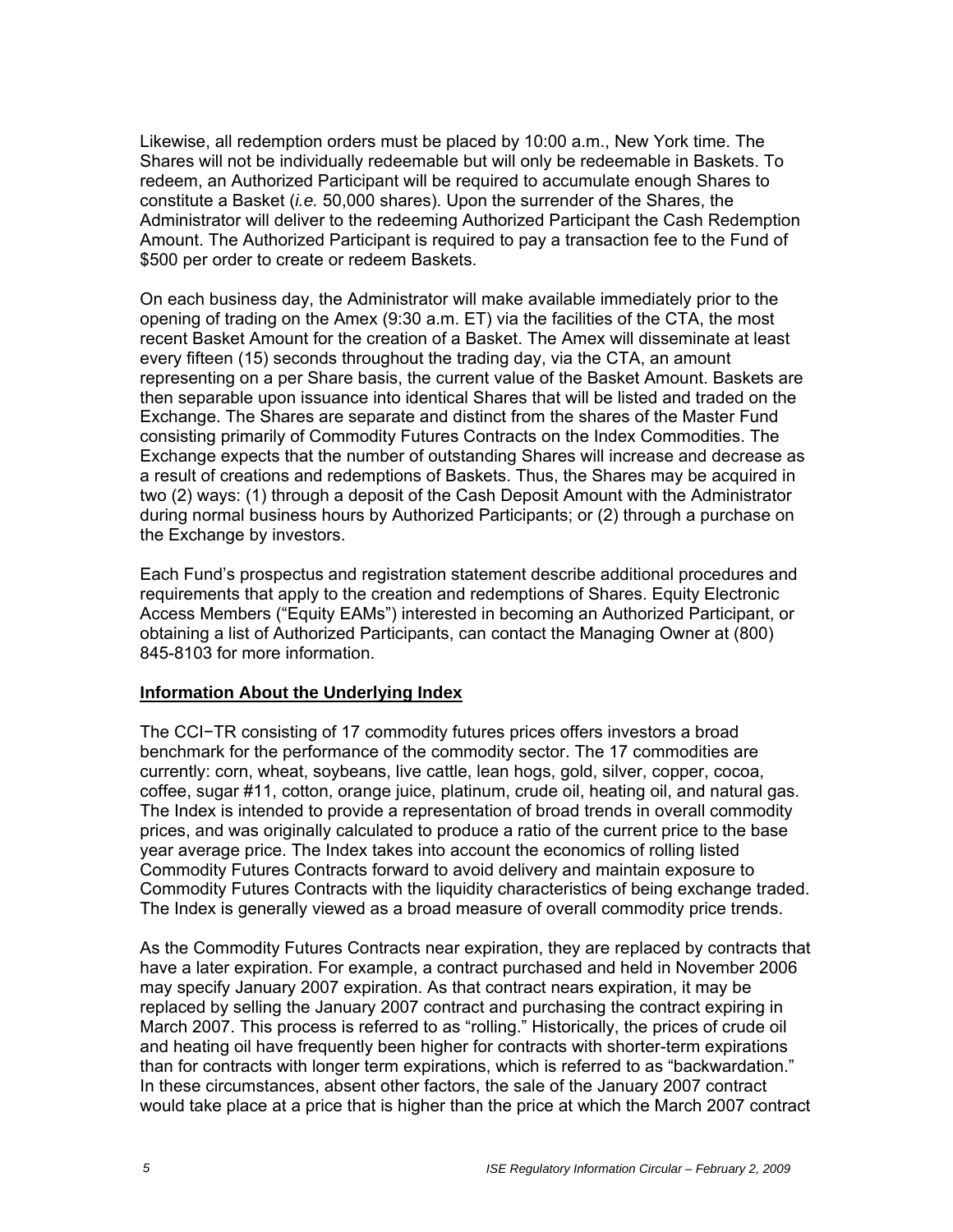Likewise, all redemption orders must be placed by 10:00 a.m., New York time. The Shares will not be individually redeemable but will only be redeemable in Baskets. To redeem, an Authorized Participant will be required to accumulate enough Shares to constitute a Basket (*i.e.* 50,000 shares). Upon the surrender of the Shares, the Administrator will deliver to the redeeming Authorized Participant the Cash Redemption Amount. The Authorized Participant is required to pay a transaction fee to the Fund of $500 per order to create or redeem Baskets.

On each business day, the Administrator will make available immediately prior to the opening of trading on the Amex (9:30 a.m. ET) via the facilities of the CTA, the most recent Basket Amount for the creation of a Basket. The Amex will disseminate at least every fifteen (15) seconds throughout the trading day, via the CTA, an amount representing on a per Share basis, the current value of the Basket Amount. Baskets are then separable upon issuance into identical Shares that will be listed and traded on the Exchange. The Shares are separate and distinct from the shares of the Master Fund consisting primarily of Commodity Futures Contracts on the Index Commodities. The Exchange expects that the number of outstanding Shares will increase and decrease as a result of creations and redemptions of Baskets. Thus, the Shares may be acquired in two (2) ways: (1) through a deposit of the Cash Deposit Amount with the Administrator during normal business hours by Authorized Participants; or (2) through a purchase on the Exchange by investors.

Each Fund's prospectus and registration statement describe additional procedures and requirements that apply to the creation and redemptions of Shares. Equity Electronic Access Members ("Equity EAMs") interested in becoming an Authorized Participant, or obtaining a list of Authorized Participants, can contact the Managing Owner at (800) 845-8103 for more information.

**Information About the Underlying Index**

The CCI−TR consisting of 17 commodity futures prices offers investors a broad benchmark for the performance of the commodity sector. The 17 commodities are currently: corn, wheat, soybeans, live cattle, lean hogs, gold, silver, copper, cocoa, coffee, sugar #11, cotton, orange juice, platinum, crude oil, heating oil, and natural gas. The Index is intended to provide a representation of broad trends in overall commodity prices, and was originally calculated to produce a ratio of the current price to the base year average price. The Index takes into account the economics of rolling listed Commodity Futures Contracts forward to avoid delivery and maintain exposure to Commodity Futures Contracts with the liquidity characteristics of being exchange traded. The Index is generally viewed as a broad measure of overall commodity price trends.

As the Commodity Futures Contracts near expiration, they are replaced by contracts that have a later expiration. For example, a contract purchased and held in November 2006 may specify January 2007 expiration. As that contract nears expiration, it may be replaced by selling the January 2007 contract and purchasing the contract expiring in March 2007. This process is referred to as "rolling." Historically, the prices of crude oil and heating oil have frequently been higher for contracts with shorter-term expirations than for contracts with longer term expirations, which is referred to as "backwardation." In these circumstances, absent other factors, the sale of the January 2007 contract would take place at a price that is higher than the price at which the March 2007 contract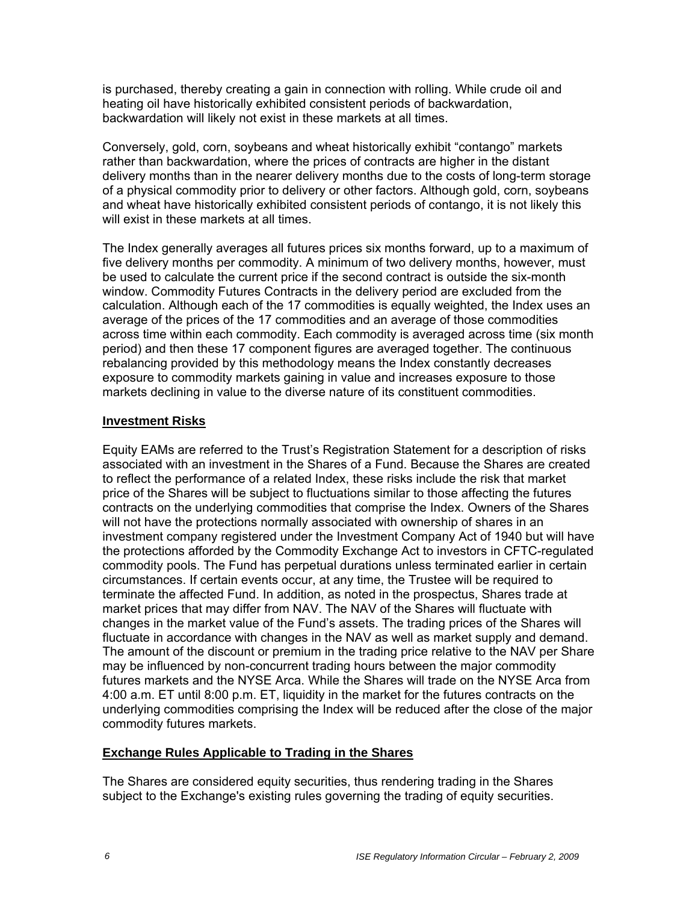is purchased, thereby creating a gain in connection with rolling. While crude oil and heating oil have historically exhibited consistent periods of backwardation, backwardation will likely not exist in these markets at all times.

Conversely, gold, corn, soybeans and wheat historically exhibit "contango" markets rather than backwardation, where the prices of contracts are higher in the distant delivery months than in the nearer delivery months due to the costs of long-term storage of a physical commodity prior to delivery or other factors. Although gold, corn, soybeans and wheat have historically exhibited consistent periods of contango, it is not likely this will exist in these markets at all times.

The Index generally averages all futures prices six months forward, up to a maximum of five delivery months per commodity. A minimum of two delivery months, however, must be used to calculate the current price if the second contract is outside the six-month window. Commodity Futures Contracts in the delivery period are excluded from the calculation. Although each of the 17 commodities is equally weighted, the Index uses an average of the prices of the 17 commodities and an average of those commodities across time within each commodity. Each commodity is averaged across time (six month period) and then these 17 component figures are averaged together. The continuous rebalancing provided by this methodology means the Index constantly decreases exposure to commodity markets gaining in value and increases exposure to those markets declining in value to the diverse nature of its constituent commodities.

## Investment Risks

Equity EAMs are referred to the Trust's Registration Statement for a description of risks associated with an investment in the Shares of a Fund. Because the Shares are created to reflect the performance of a related Index, these risks include the risk that market price of the Shares will be subject to fluctuations similar to those affecting the futures contracts on the underlying commodities that comprise the Index. Owners of the Shares will not have the protections normally associated with ownership of shares in an investment company registered under the Investment Company Act of 1940 but will have the protections afforded by the Commodity Exchange Act to investors in CFTC-regulated commodity pools. The Fund has perpetual durations unless terminated earlier in certain circumstances. If certain events occur, at any time, the Trustee will be required to terminate the affected Fund. In addition, as noted in the prospectus, Shares trade at market prices that may differ from NAV. The NAV of the Shares will fluctuate with changes in the market value of the Fund's assets. The trading prices of the Shares will fluctuate in accordance with changes in the NAV as well as market supply and demand. The amount of the discount or premium in the trading price relative to the NAV per Share may be influenced by non-concurrent trading hours between the major commodity futures markets and the NYSE Arca. While the Shares will trade on the NYSE Arca from 4:00 a.m. ET until 8:00 p.m. ET, liquidity in the market for the futures contracts on the underlying commodities comprising the Index will be reduced after the close of the major commodity futures markets.

## Exchange Rules Applicable to Trading in the Shares

The Shares are considered equity securities, thus rendering trading in the Shares subject to the Exchange's existing rules governing the trading of equity securities.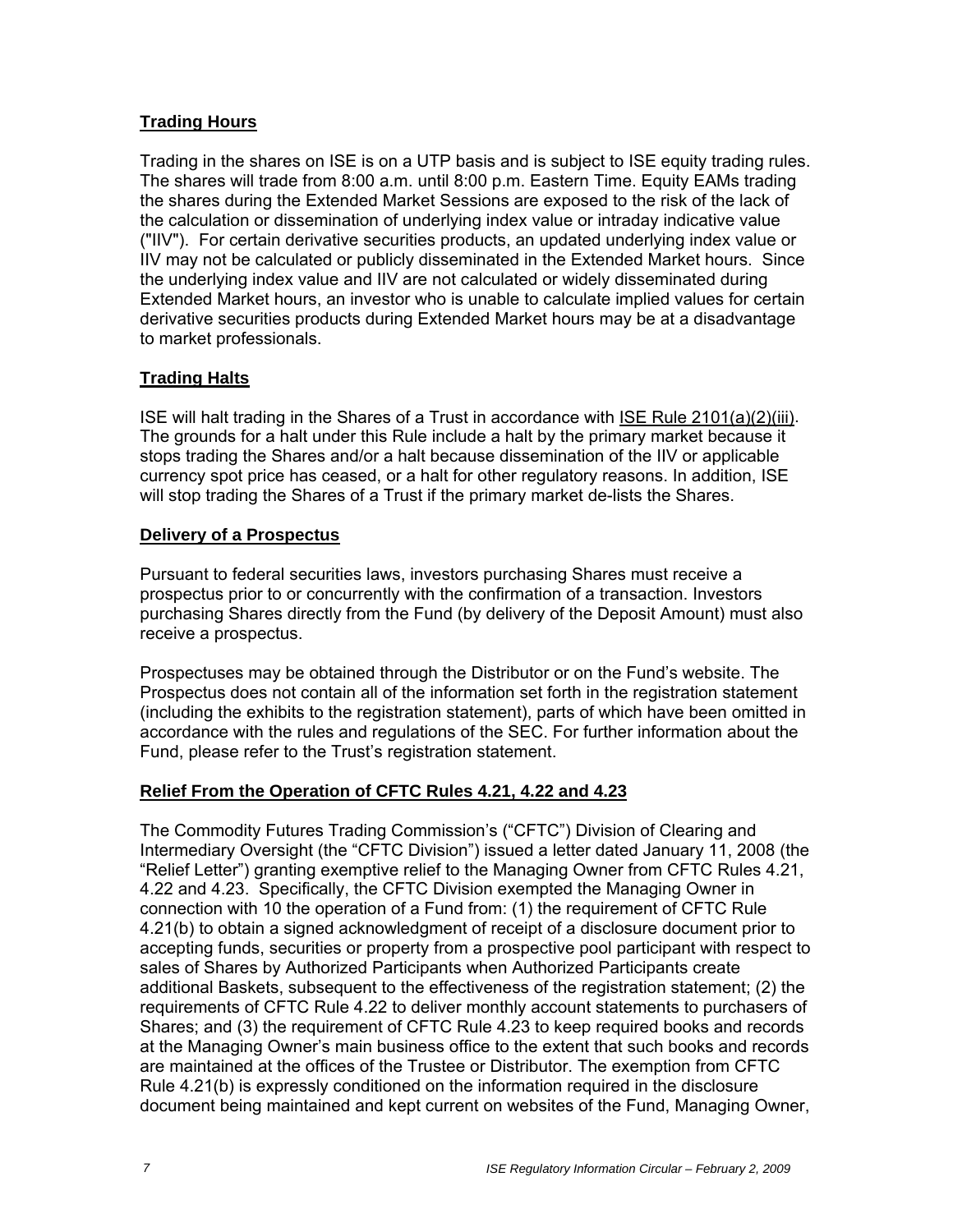**Trading Hours**

Trading in the shares on ISE is on a UTP basis and is subject to ISE equity trading rules. The shares will trade from 8:00 a.m. until 8:00 p.m. Eastern Time. Equity EAMs trading the shares during the Extended Market Sessions are exposed to the risk of the lack of the calculation or dissemination of underlying index value or intraday indicative value ("IIV"). For certain derivative securities products, an updated underlying index value or IIV may not be calculated or publicly disseminated in the Extended Market hours. Since the underlying index value and IIV are not calculated or widely disseminated during Extended Market hours, an investor who is unable to calculate implied values for certain derivative securities products during Extended Market hours may be at a disadvantage to market professionals.

**Trading Halts**

ISE will halt trading in the Shares of a Trust in accordance with ISE Rule 2101(a)(2)(iii). The grounds for a halt under this Rule include a halt by the primary market because it stops trading the Shares and/or a halt because dissemination of the IIV or applicable currency spot price has ceased, or a halt for other regulatory reasons. In addition, ISE will stop trading the Shares of a Trust if the primary market de-lists the Shares.

**Delivery of a Prospectus**

Pursuant to federal securities laws, investors purchasing Shares must receive a prospectus prior to or concurrently with the confirmation of a transaction. Investors purchasing Shares directly from the Fund (by delivery of the Deposit Amount) must also receive a prospectus.

Prospectuses may be obtained through the Distributor or on the Fund's website. The Prospectus does not contain all of the information set forth in the registration statement (including the exhibits to the registration statement), parts of which have been omitted in accordance with the rules and regulations of the SEC. For further information about the Fund, please refer to the Trust's registration statement.

**Relief From the Operation of CFTC Rules 4.21, 4.22 and 4.23**

The Commodity Futures Trading Commission's ("CFTC") Division of Clearing and Intermediary Oversight (the "CFTC Division") issued a letter dated January 11, 2008 (the "Relief Letter") granting exemptive relief to the Managing Owner from CFTC Rules 4.21, 4.22 and 4.23. Specifically, the CFTC Division exempted the Managing Owner in connection with 10 the operation of a Fund from: (1) the requirement of CFTC Rule 4.21(b) to obtain a signed acknowledgment of receipt of a disclosure document prior to accepting funds, securities or property from a prospective pool participant with respect to sales of Shares by Authorized Participants when Authorized Participants create additional Baskets, subsequent to the effectiveness of the registration statement; (2) the requirements of CFTC Rule 4.22 to deliver monthly account statements to purchasers of Shares; and (3) the requirement of CFTC Rule 4.23 to keep required books and records at the Managing Owner's main business office to the extent that such books and records are maintained at the offices of the Trustee or Distributor. The exemption from CFTC Rule 4.21(b) is expressly conditioned on the information required in the disclosure document being maintained and kept current on websites of the Fund, Managing Owner,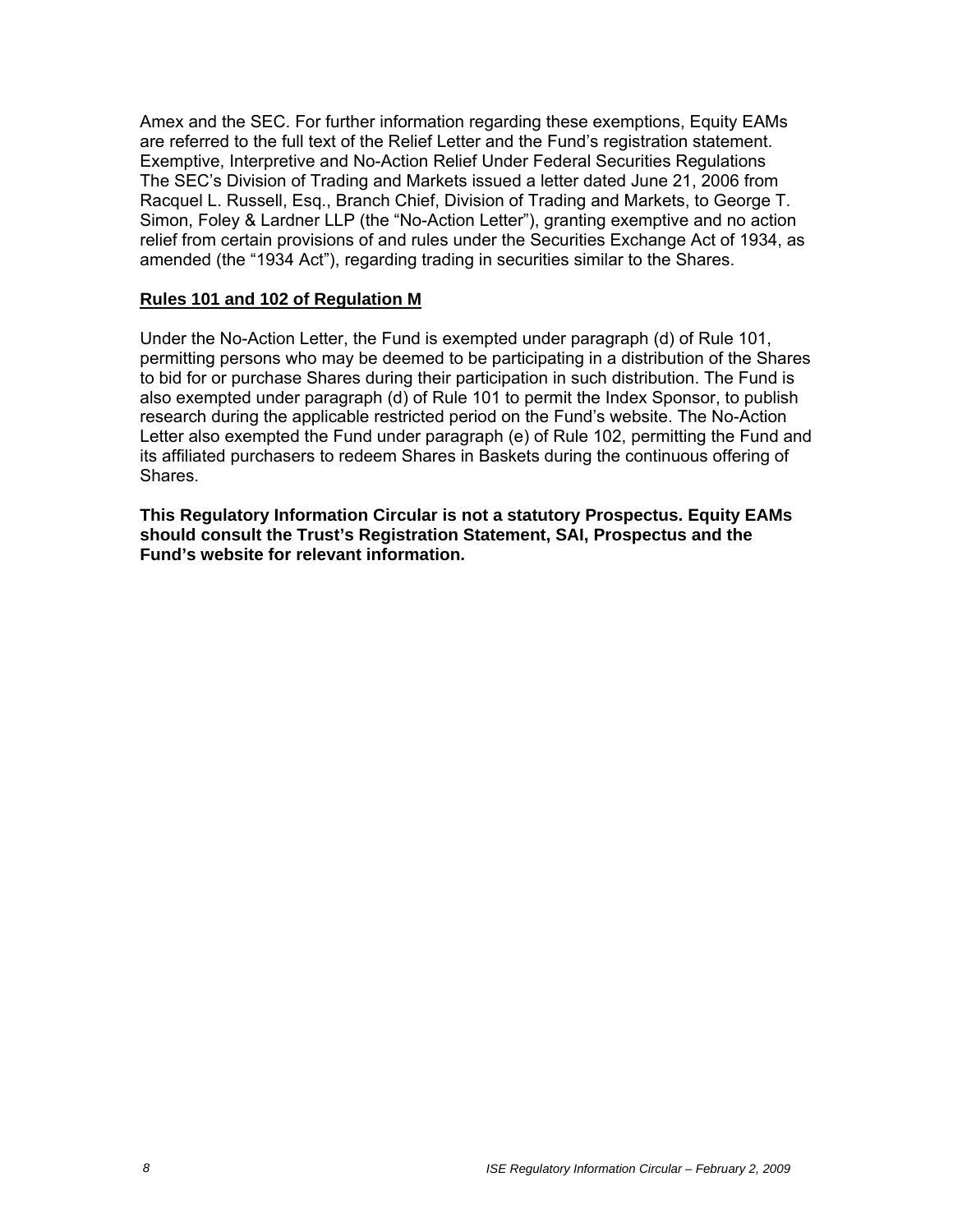Amex and the SEC. For further information regarding these exemptions, Equity EAMs are referred to the full text of the Relief Letter and the Fund's registration statement.

Exemptive, Interpretive and No-Action Relief Under Federal Securities Regulations

The SEC's Division of Trading and Markets issued a letter dated June 21, 2006 from Racquel L. Russell, Esq., Branch Chief, Division of Trading and Markets, to George T. Simon, Foley & Lardner LLP (the "No-Action Letter"), granting exemptive and no action relief from certain provisions of and rules under the Securities Exchange Act of 1934, as amended (the "1934 Act"), regarding trading in securities similar to the Shares.

**Rules 101 and 102 of Regulation M**

Under the No-Action Letter, the Fund is exempted under paragraph (d) of Rule 101, permitting persons who may be deemed to be participating in a distribution of the Shares to bid for or purchase Shares during their participation in such distribution. The Fund is also exempted under paragraph (d) of Rule 101 to permit the Index Sponsor, to publish research during the applicable restricted period on the Fund's website. The No-Action Letter also exempted the Fund under paragraph (e) of Rule 102, permitting the Fund and its affiliated purchasers to redeem Shares in Baskets during the continuous offering of Shares.

**This Regulatory Information Circular is not a statutory Prospectus. Equity EAMs should consult the Trust's Registration Statement, SAI, Prospectus and the Fund's website for relevant information.**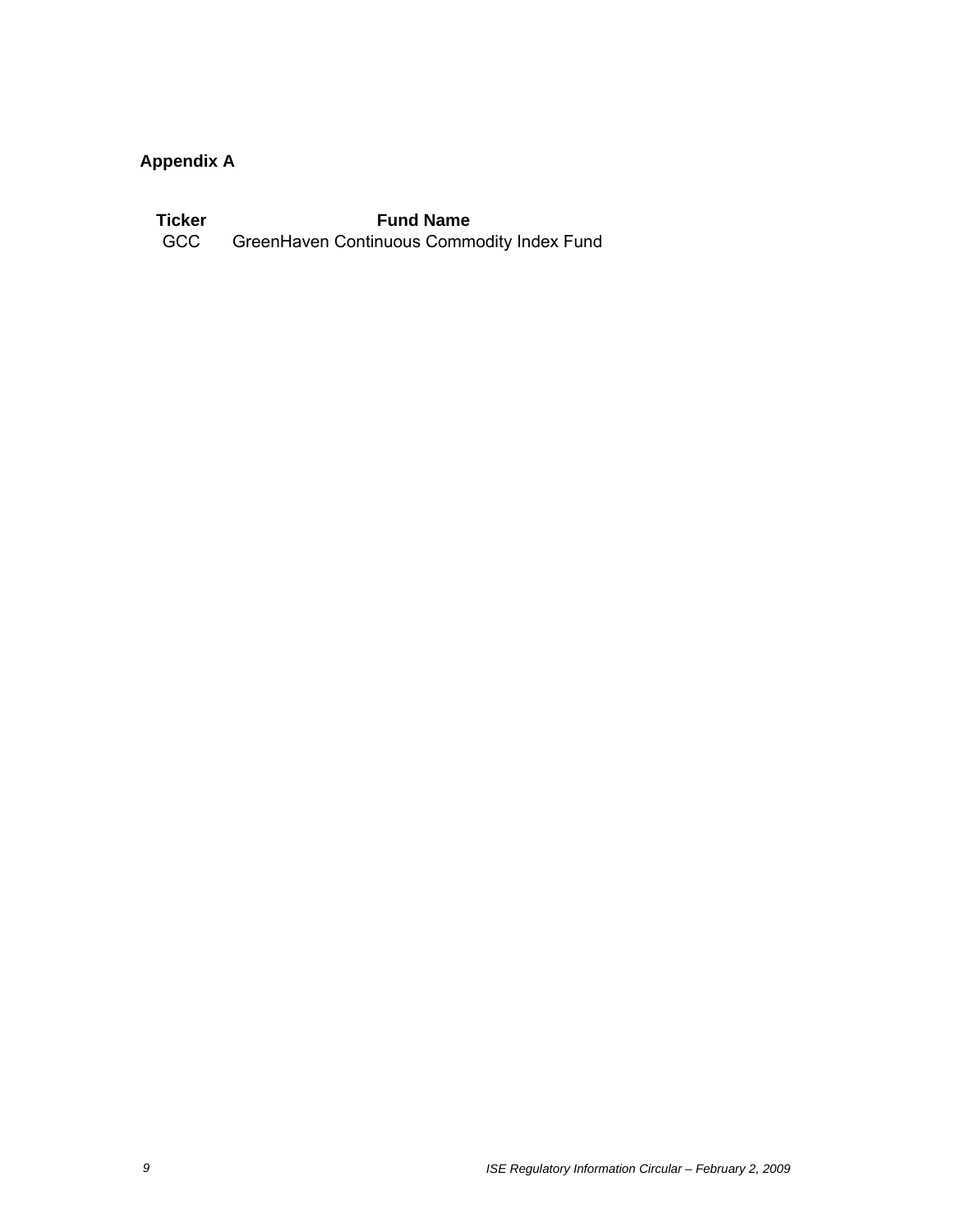## Appendix A

| Ticker | Fund Name |
|---|---|
| GCC | GreenHaven Continuous Commodity Index Fund |